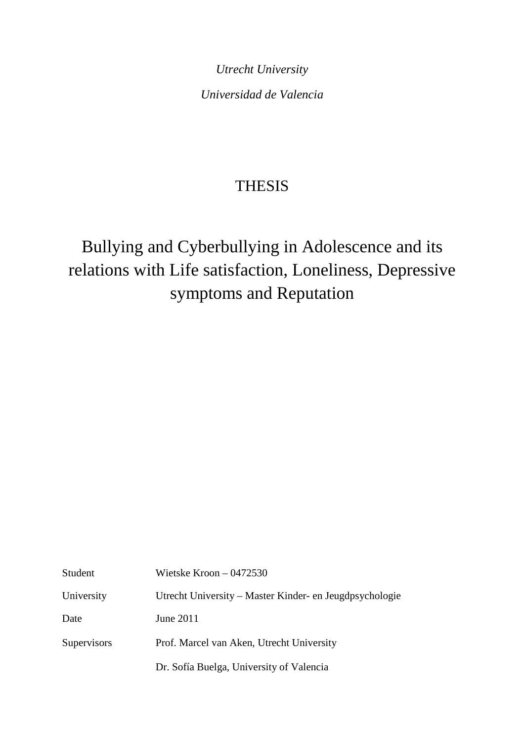*Utrecht University*

*Universidad de Valencia*

THESIS

# Bullying and Cyberbullying in Adolescence and its relations with Life satisfaction, Loneliness, Depressive symptoms and Reputation

| | |
|---|---|
| Student | Wietske Kroon – 0472530 |
| University | Utrecht University – Master Kinder- en Jeugdpsychologie |
| Date | June 2011 |
| Supervisors | Prof. Marcel van Aken, Utrecht University |
| | Dr. Sofía Buelga, University of Valencia |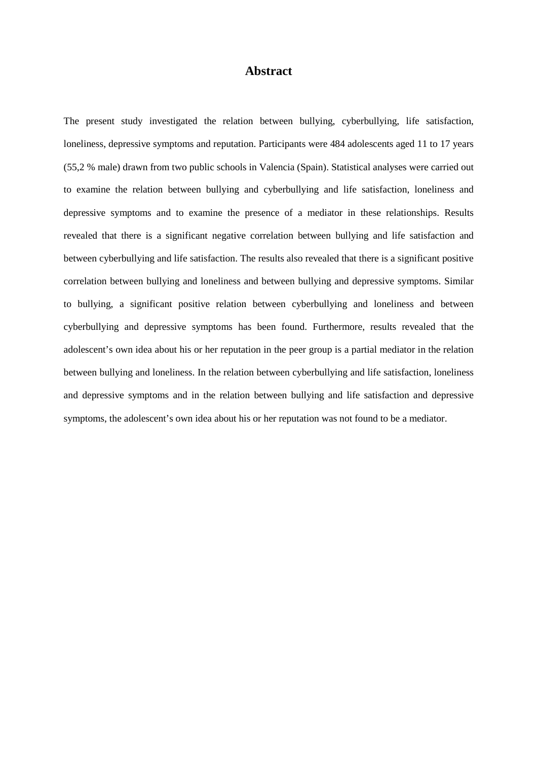# Abstract

The present study investigated the relation between bullying, cyberbullying, life satisfaction, loneliness, depressive symptoms and reputation. Participants were 484 adolescents aged 11 to 17 years (55,2 % male) drawn from two public schools in Valencia (Spain). Statistical analyses were carried out to examine the relation between bullying and cyberbullying and life satisfaction, loneliness and depressive symptoms and to examine the presence of a mediator in these relationships. Results revealed that there is a significant negative correlation between bullying and life satisfaction and between cyberbullying and life satisfaction. The results also revealed that there is a significant positive correlation between bullying and loneliness and between bullying and depressive symptoms. Similar to bullying, a significant positive relation between cyberbullying and loneliness and between cyberbullying and depressive symptoms has been found. Furthermore, results revealed that the adolescent's own idea about his or her reputation in the peer group is a partial mediator in the relation between bullying and loneliness. In the relation between cyberbullying and life satisfaction, loneliness and depressive symptoms and in the relation between bullying and life satisfaction and depressive symptoms, the adolescent's own idea about his or her reputation was not found to be a mediator.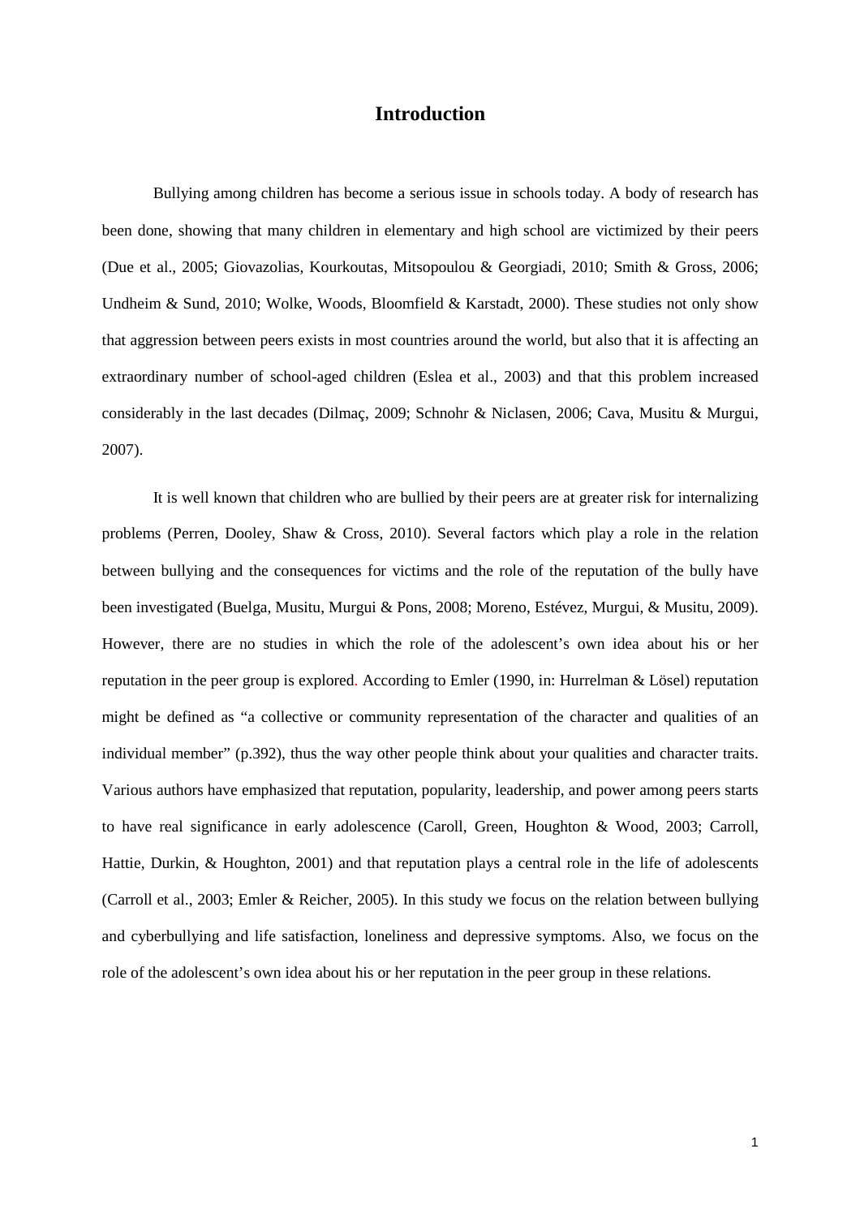# Introduction

Bullying among children has become a serious issue in schools today. A body of research has been done, showing that many children in elementary and high school are victimized by their peers (Due et al., 2005; Giovazolias, Kourkoutas, Mitsopoulou & Georgiadi, 2010; Smith & Gross, 2006; Undheim & Sund, 2010; Wolke, Woods, Bloomfield & Karstadt, 2000). These studies not only show that aggression between peers exists in most countries around the world, but also that it is affecting an extraordinary number of school-aged children (Eslea et al., 2003) and that this problem increased considerably in the last decades (Dilmaç, 2009; Schnohr & Niclasen, 2006; Cava, Musitu & Murgui, 2007).

It is well known that children who are bullied by their peers are at greater risk for internalizing problems (Perren, Dooley, Shaw & Cross, 2010). Several factors which play a role in the relation between bullying and the consequences for victims and the role of the reputation of the bully have been investigated (Buelga, Musitu, Murgui & Pons, 2008; Moreno, Estévez, Murgui, & Musitu, 2009). However, there are no studies in which the role of the adolescent's own idea about his or her reputation in the peer group is explored. According to Emler (1990, in: Hurrelman & Lösel) reputation might be defined as "a collective or community representation of the character and qualities of an individual member" (p.392), thus the way other people think about your qualities and character traits. Various authors have emphasized that reputation, popularity, leadership, and power among peers starts to have real significance in early adolescence (Caroll, Green, Houghton & Wood, 2003; Carroll, Hattie, Durkin, & Houghton, 2001) and that reputation plays a central role in the life of adolescents (Carroll et al., 2003; Emler & Reicher, 2005). In this study we focus on the relation between bullying and cyberbullying and life satisfaction, loneliness and depressive symptoms. Also, we focus on the role of the adolescent's own idea about his or her reputation in the peer group in these relations.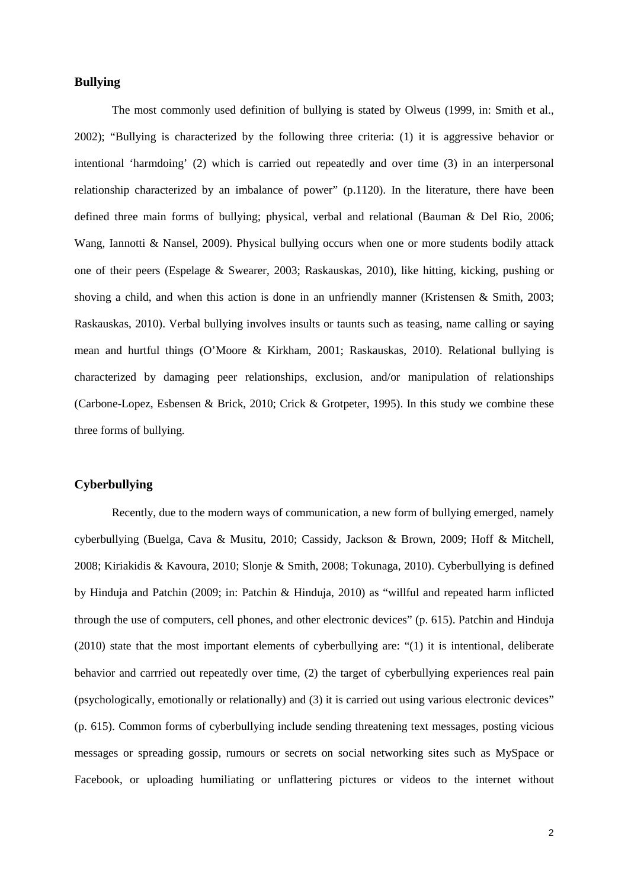## Bullying

The most commonly used definition of bullying is stated by Olweus (1999, in: Smith et al., 2002); "Bullying is characterized by the following three criteria: (1) it is aggressive behavior or intentional 'harmdoing' (2) which is carried out repeatedly and over time (3) in an interpersonal relationship characterized by an imbalance of power" (p.1120). In the literature, there have been defined three main forms of bullying; physical, verbal and relational (Bauman & Del Rio, 2006; Wang, Iannotti & Nansel, 2009). Physical bullying occurs when one or more students bodily attack one of their peers (Espelage & Swearer, 2003; Raskauskas, 2010), like hitting, kicking, pushing or shoving a child, and when this action is done in an unfriendly manner (Kristensen & Smith, 2003; Raskauskas, 2010). Verbal bullying involves insults or taunts such as teasing, name calling or saying mean and hurtful things (O'Moore & Kirkham, 2001; Raskauskas, 2010). Relational bullying is characterized by damaging peer relationships, exclusion, and/or manipulation of relationships (Carbone-Lopez, Esbensen & Brick, 2010; Crick & Grotpeter, 1995). In this study we combine these three forms of bullying.

## Cyberbullying

Recently, due to the modern ways of communication, a new form of bullying emerged, namely cyberbullying (Buelga, Cava & Musitu, 2010; Cassidy, Jackson & Brown, 2009; Hoff & Mitchell, 2008; Kiriakidis & Kavoura, 2010; Slonje & Smith, 2008; Tokunaga, 2010). Cyberbullying is defined by Hinduja and Patchin (2009; in: Patchin & Hinduja, 2010) as "willful and repeated harm inflicted through the use of computers, cell phones, and other electronic devices" (p. 615). Patchin and Hinduja (2010) state that the most important elements of cyberbullying are: "(1) it is intentional, deliberate behavior and carrried out repeatedly over time, (2) the target of cyberbullying experiences real pain (psychologically, emotionally or relationally) and (3) it is carried out using various electronic devices" (p. 615). Common forms of cyberbullying include sending threatening text messages, posting vicious messages or spreading gossip, rumours or secrets on social networking sites such as MySpace or Facebook, or uploading humiliating or unflattering pictures or videos to the internet without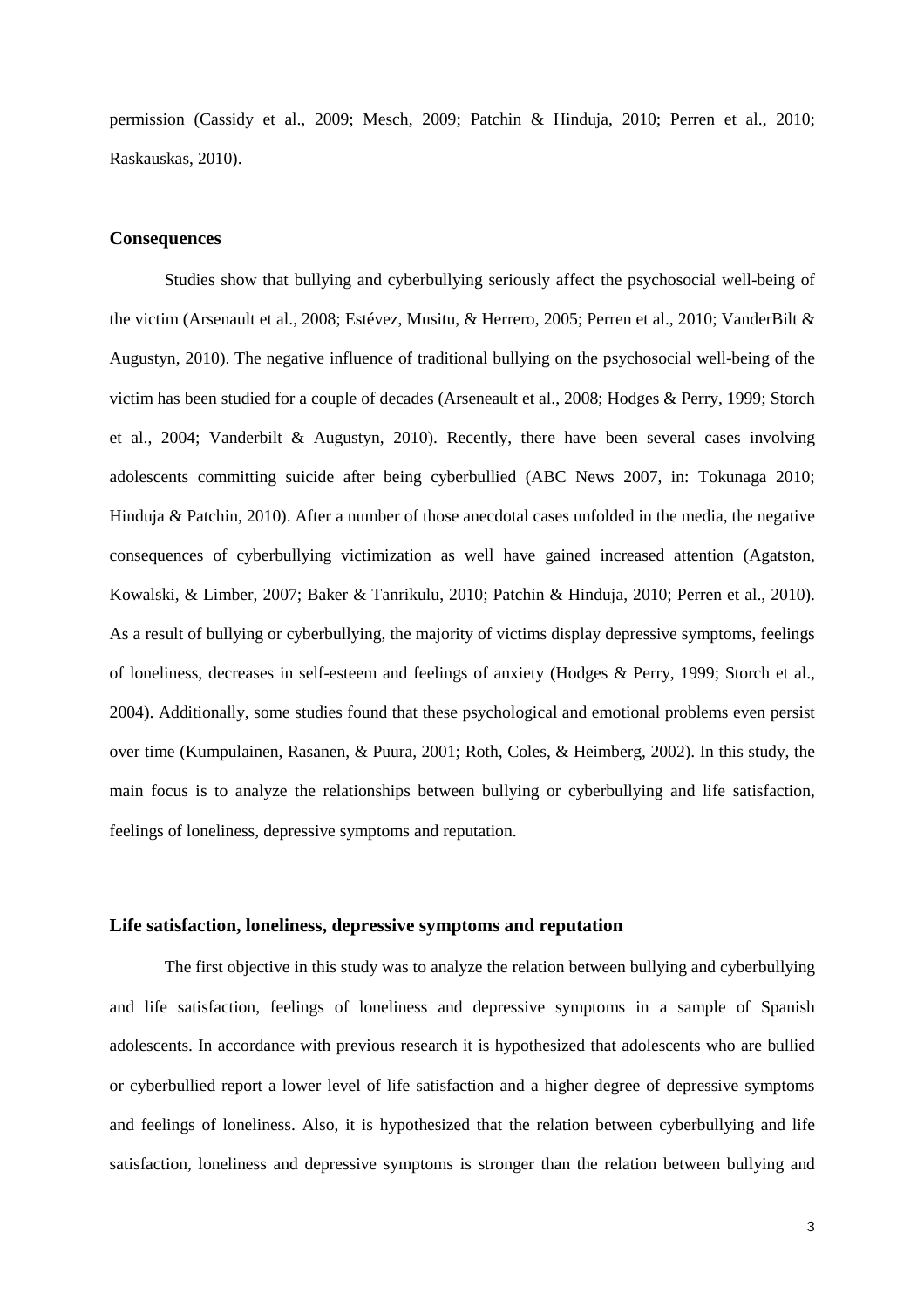permission (Cassidy et al., 2009; Mesch, 2009; Patchin & Hinduja, 2010; Perren et al., 2010; Raskauskas, 2010).

### Consequences

Studies show that bullying and cyberbullying seriously affect the psychosocial well-being of the victim (Arsenault et al., 2008; Estévez, Musitu, & Herrero, 2005; Perren et al., 2010; VanderBilt & Augustyn, 2010). The negative influence of traditional bullying on the psychosocial well-being of the victim has been studied for a couple of decades (Arseneault et al., 2008; Hodges & Perry, 1999; Storch et al., 2004; Vanderbilt & Augustyn, 2010). Recently, there have been several cases involving adolescents committing suicide after being cyberbullied (ABC News 2007, in: Tokunaga 2010; Hinduja & Patchin, 2010). After a number of those anecdotal cases unfolded in the media, the negative consequences of cyberbullying victimization as well have gained increased attention (Agatston, Kowalski, & Limber, 2007; Baker & Tanrikulu, 2010; Patchin & Hinduja, 2010; Perren et al., 2010). As a result of bullying or cyberbullying, the majority of victims display depressive symptoms, feelings of loneliness, decreases in self-esteem and feelings of anxiety (Hodges & Perry, 1999; Storch et al., 2004). Additionally, some studies found that these psychological and emotional problems even persist over time (Kumpulainen, Rasanen, & Puura, 2001; Roth, Coles, & Heimberg, 2002). In this study, the main focus is to analyze the relationships between bullying or cyberbullying and life satisfaction, feelings of loneliness, depressive symptoms and reputation.

### Life satisfaction, loneliness, depressive symptoms and reputation

The first objective in this study was to analyze the relation between bullying and cyberbullying and life satisfaction, feelings of loneliness and depressive symptoms in a sample of Spanish adolescents. In accordance with previous research it is hypothesized that adolescents who are bullied or cyberbullied report a lower level of life satisfaction and a higher degree of depressive symptoms and feelings of loneliness. Also, it is hypothesized that the relation between cyberbullying and life satisfaction, loneliness and depressive symptoms is stronger than the relation between bullying and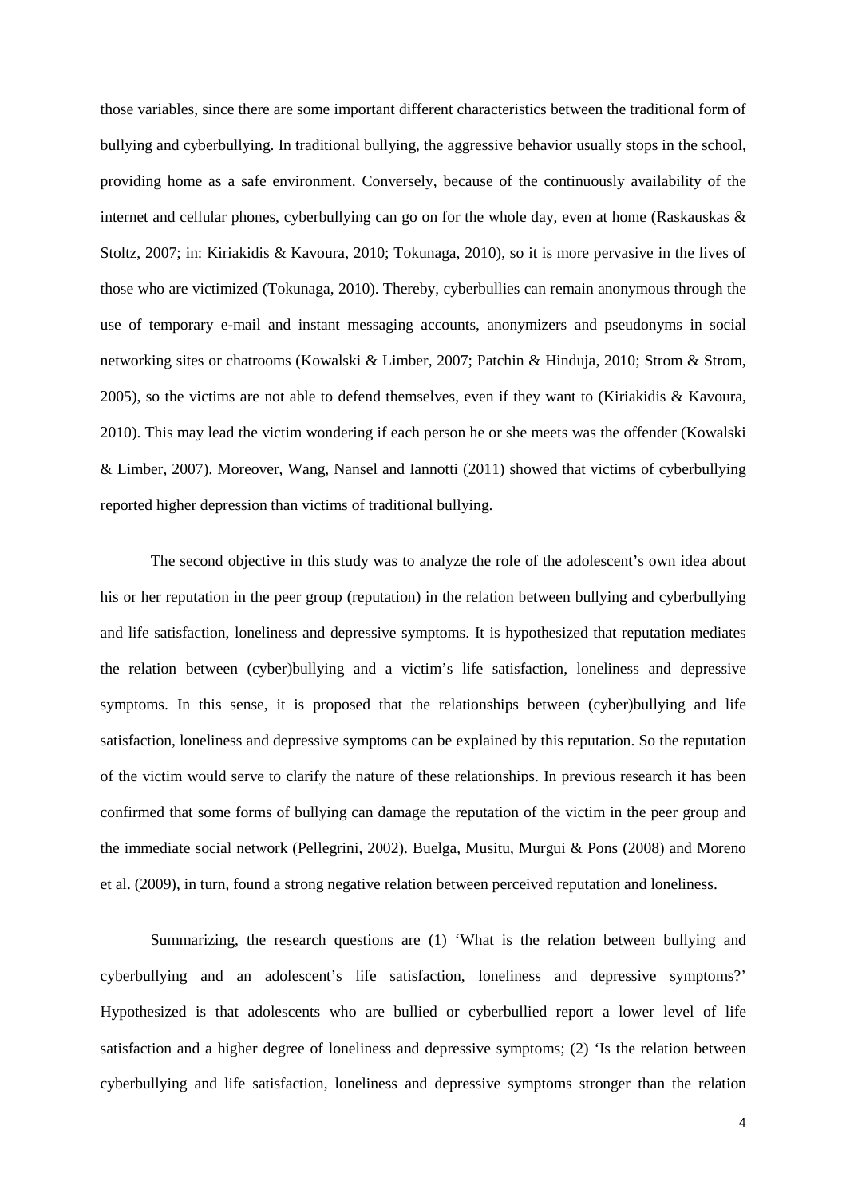those variables, since there are some important different characteristics between the traditional form of bullying and cyberbullying. In traditional bullying, the aggressive behavior usually stops in the school, providing home as a safe environment. Conversely, because of the continuously availability of the internet and cellular phones, cyberbullying can go on for the whole day, even at home (Raskauskas & Stoltz, 2007; in: Kiriakidis & Kavoura, 2010; Tokunaga, 2010), so it is more pervasive in the lives of those who are victimized (Tokunaga, 2010). Thereby, cyberbullies can remain anonymous through the use of temporary e-mail and instant messaging accounts, anonymizers and pseudonyms in social networking sites or chatrooms (Kowalski & Limber, 2007; Patchin & Hinduja, 2010; Strom & Strom, 2005), so the victims are not able to defend themselves, even if they want to (Kiriakidis & Kavoura, 2010). This may lead the victim wondering if each person he or she meets was the offender (Kowalski & Limber, 2007). Moreover, Wang, Nansel and Iannotti (2011) showed that victims of cyberbullying reported higher depression than victims of traditional bullying.

The second objective in this study was to analyze the role of the adolescent's own idea about his or her reputation in the peer group (reputation) in the relation between bullying and cyberbullying and life satisfaction, loneliness and depressive symptoms. It is hypothesized that reputation mediates the relation between (cyber)bullying and a victim's life satisfaction, loneliness and depressive symptoms. In this sense, it is proposed that the relationships between (cyber)bullying and life satisfaction, loneliness and depressive symptoms can be explained by this reputation. So the reputation of the victim would serve to clarify the nature of these relationships. In previous research it has been confirmed that some forms of bullying can damage the reputation of the victim in the peer group and the immediate social network (Pellegrini, 2002). Buelga, Musitu, Murgui & Pons (2008) and Moreno et al. (2009), in turn, found a strong negative relation between perceived reputation and loneliness.

Summarizing, the research questions are (1) 'What is the relation between bullying and cyberbullying and an adolescent's life satisfaction, loneliness and depressive symptoms?' Hypothesized is that adolescents who are bullied or cyberbullied report a lower level of life satisfaction and a higher degree of loneliness and depressive symptoms; (2) 'Is the relation between cyberbullying and life satisfaction, loneliness and depressive symptoms stronger than the relation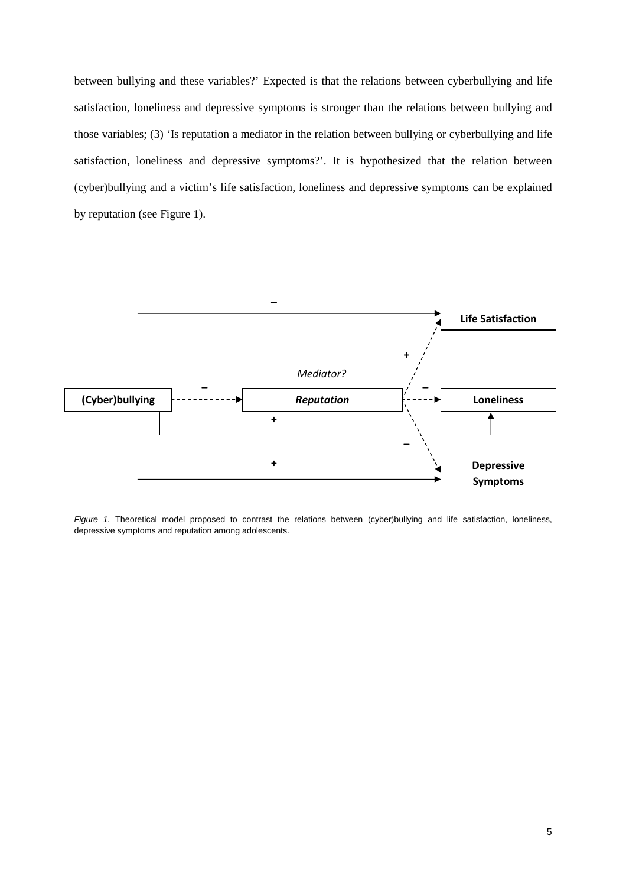between bullying and these variables?' Expected is that the relations between cyberbullying and life satisfaction, loneliness and depressive symptoms is stronger than the relations between bullying and those variables; (3) 'Is reputation a mediator in the relation between bullying or cyberbullying and life satisfaction, loneliness and depressive symptoms?'. It is hypothesized that the relation between (cyber)bullying and a victim's life satisfaction, loneliness and depressive symptoms can be explained by reputation (see Figure 1).

*Figure 1.* Theoretical model proposed to contrast the relations between (cyber)bullying and life satisfaction, loneliness, depressive symptoms and reputation among adolescents.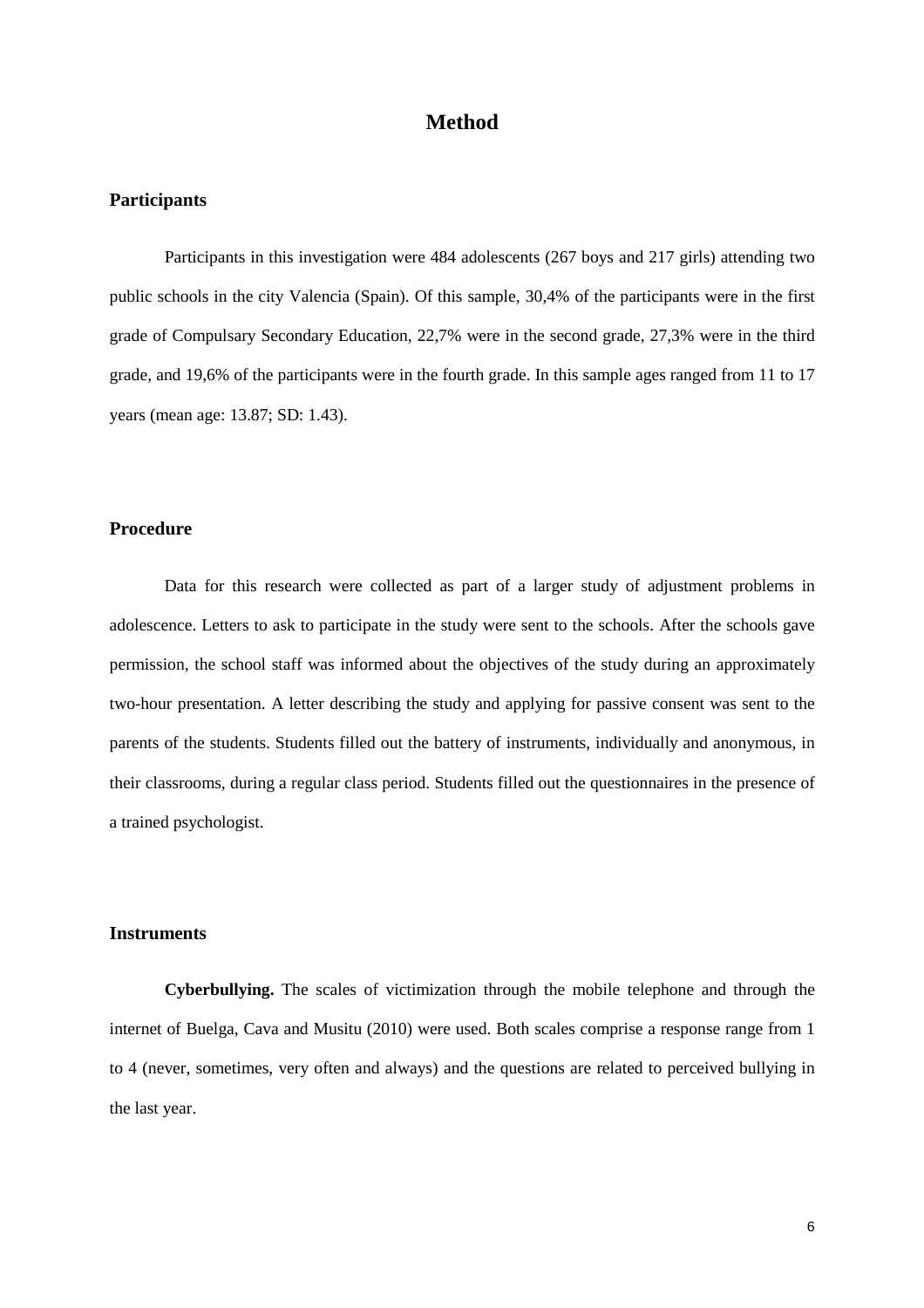# Method

## Participants

Participants in this investigation were 484 adolescents (267 boys and 217 girls) attending two public schools in the city Valencia (Spain). Of this sample, 30,4% of the participants were in the first grade of Compulsary Secondary Education, 22,7% were in the second grade, 27,3% were in the third grade, and 19,6% of the participants were in the fourth grade. In this sample ages ranged from 11 to 17 years (mean age: 13.87; SD: 1.43).

## Procedure

Data for this research were collected as part of a larger study of adjustment problems in adolescence. Letters to ask to participate in the study were sent to the schools. After the schools gave permission, the school staff was informed about the objectives of the study during an approximately two-hour presentation. A letter describing the study and applying for passive consent was sent to the parents of the students. Students filled out the battery of instruments, individually and anonymous, in their classrooms, during a regular class period. Students filled out the questionnaires in the presence of a trained psychologist.

## Instruments

**Cyberbullying.** The scales of victimization through the mobile telephone and through the internet of Buelga, Cava and Musitu (2010) were used. Both scales comprise a response range from 1 to 4 (never, sometimes, very often and always) and the questions are related to perceived bullying in the last year.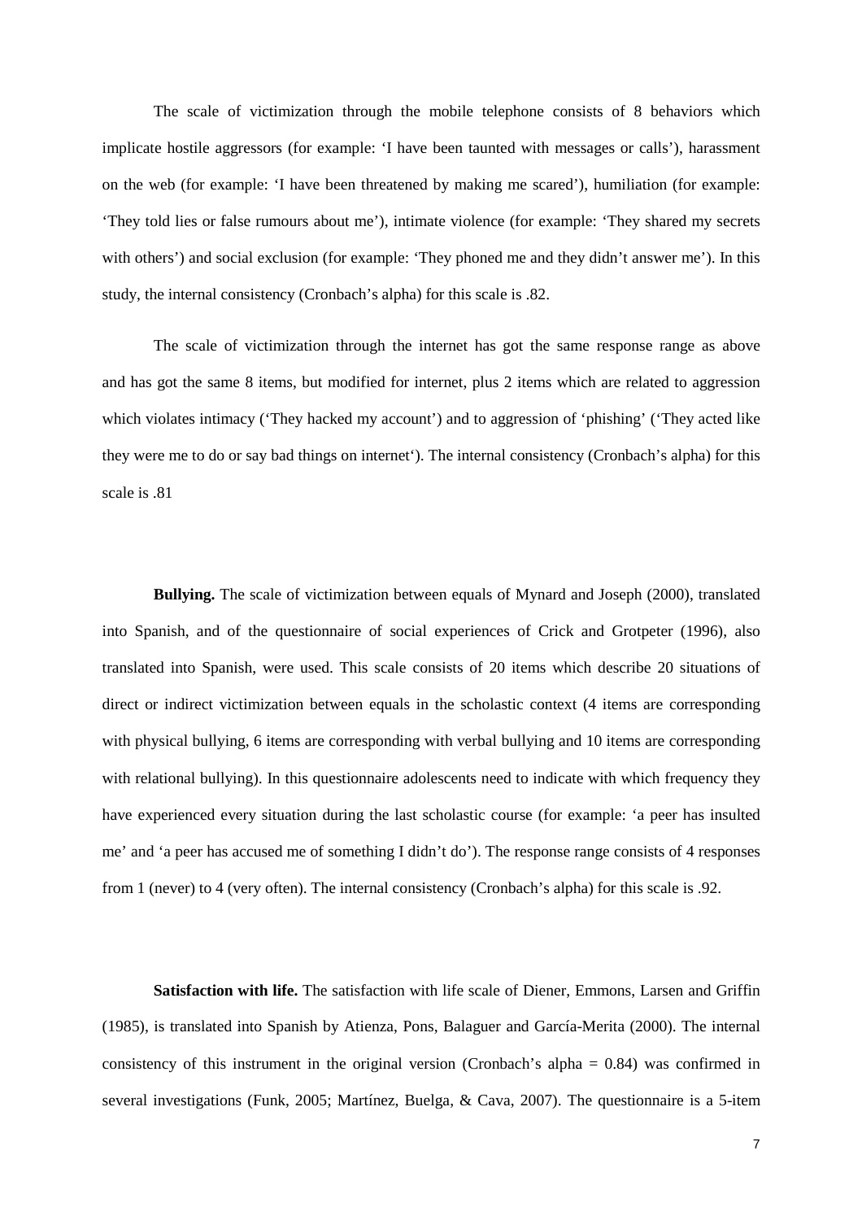The scale of victimization through the mobile telephone consists of 8 behaviors which implicate hostile aggressors (for example: 'I have been taunted with messages or calls'), harassment on the web (for example: 'I have been threatened by making me scared'), humiliation (for example: 'They told lies or false rumours about me'), intimate violence (for example: 'They shared my secrets with others') and social exclusion (for example: 'They phoned me and they didn't answer me'). In this study, the internal consistency (Cronbach's alpha) for this scale is .82.

The scale of victimization through the internet has got the same response range as above and has got the same 8 items, but modified for internet, plus 2 items which are related to aggression which violates intimacy ('They hacked my account') and to aggression of 'phishing' ('They acted like they were me to do or say bad things on internet'). The internal consistency (Cronbach's alpha) for this scale is .81

**Bullying.** The scale of victimization between equals of Mynard and Joseph (2000), translated into Spanish, and of the questionnaire of social experiences of Crick and Grotpeter (1996), also translated into Spanish, were used. This scale consists of 20 items which describe 20 situations of direct or indirect victimization between equals in the scholastic context (4 items are corresponding with physical bullying, 6 items are corresponding with verbal bullying and 10 items are corresponding with relational bullying). In this questionnaire adolescents need to indicate with which frequency they have experienced every situation during the last scholastic course (for example: 'a peer has insulted me' and 'a peer has accused me of something I didn't do'). The response range consists of 4 responses from 1 (never) to 4 (very often). The internal consistency (Cronbach's alpha) for this scale is .92.

**Satisfaction with life.** The satisfaction with life scale of Diener, Emmons, Larsen and Griffin (1985), is translated into Spanish by Atienza, Pons, Balaguer and García-Merita (2000). The internal consistency of this instrument in the original version (Cronbach's alpha = 0.84) was confirmed in several investigations (Funk, 2005; Martínez, Buelga, & Cava, 2007). The questionnaire is a 5-item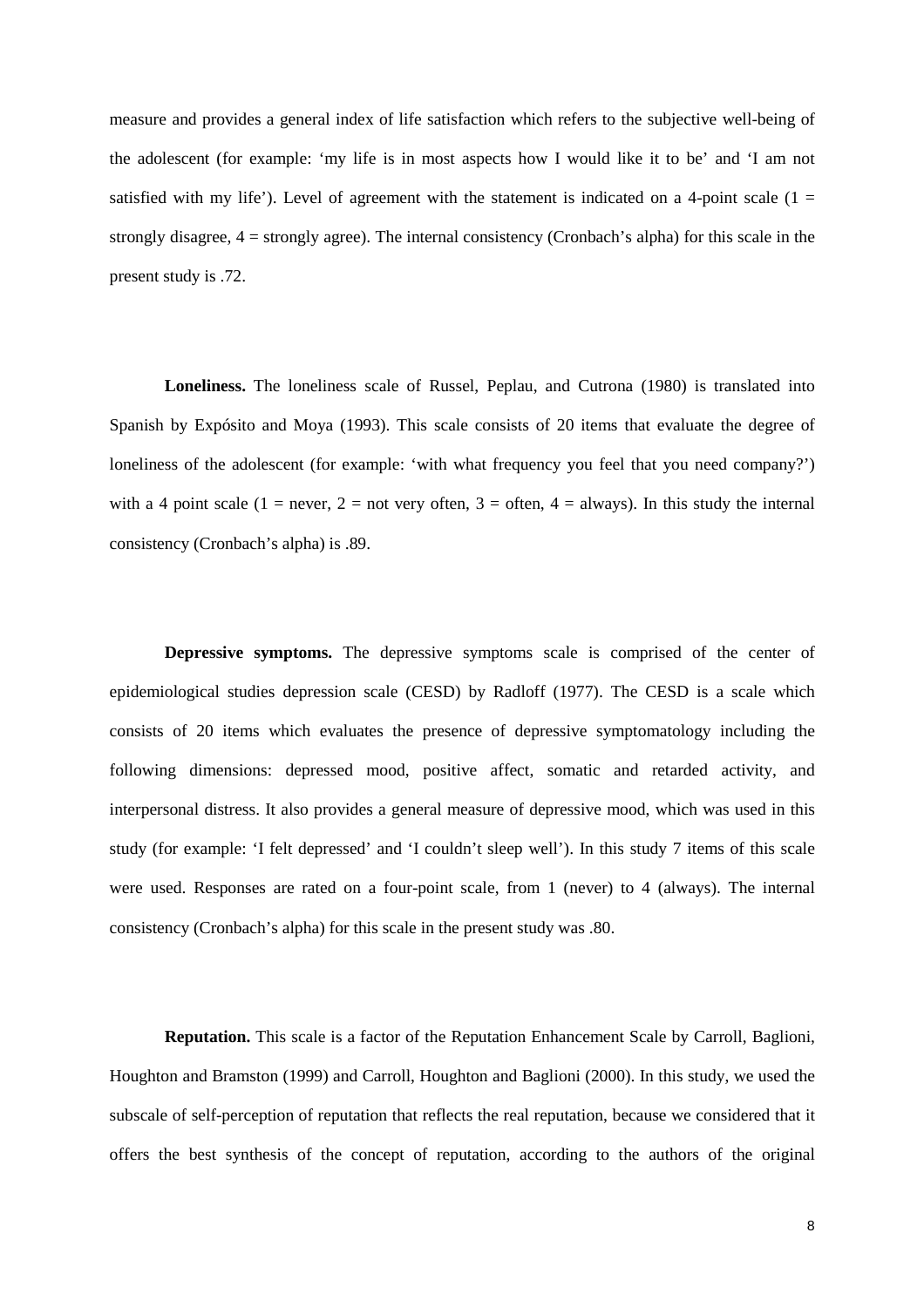measure and provides a general index of life satisfaction which refers to the subjective well-being of the adolescent (for example: 'my life is in most aspects how I would like it to be' and 'I am not satisfied with my life'). Level of agreement with the statement is indicated on a 4-point scale (1 = strongly disagree, 4 = strongly agree). The internal consistency (Cronbach's alpha) for this scale in the present study is .72.

**Loneliness.** The loneliness scale of Russel, Peplau, and Cutrona (1980) is translated into Spanish by Expósito and Moya (1993). This scale consists of 20 items that evaluate the degree of loneliness of the adolescent (for example: 'with what frequency you feel that you need company?') with a 4 point scale (1 = never, 2 = not very often, 3 = often, 4 = always). In this study the internal consistency (Cronbach's alpha) is .89.

**Depressive symptoms.** The depressive symptoms scale is comprised of the center of epidemiological studies depression scale (CESD) by Radloff (1977). The CESD is a scale which consists of 20 items which evaluates the presence of depressive symptomatology including the following dimensions: depressed mood, positive affect, somatic and retarded activity, and interpersonal distress. It also provides a general measure of depressive mood, which was used in this study (for example: 'I felt depressed' and 'I couldn't sleep well'). In this study 7 items of this scale were used. Responses are rated on a four-point scale, from 1 (never) to 4 (always). The internal consistency (Cronbach's alpha) for this scale in the present study was .80.

**Reputation.** This scale is a factor of the Reputation Enhancement Scale by Carroll, Baglioni, Houghton and Bramston (1999) and Carroll, Houghton and Baglioni (2000). In this study, we used the subscale of self-perception of reputation that reflects the real reputation, because we considered that it offers the best synthesis of the concept of reputation, according to the authors of the original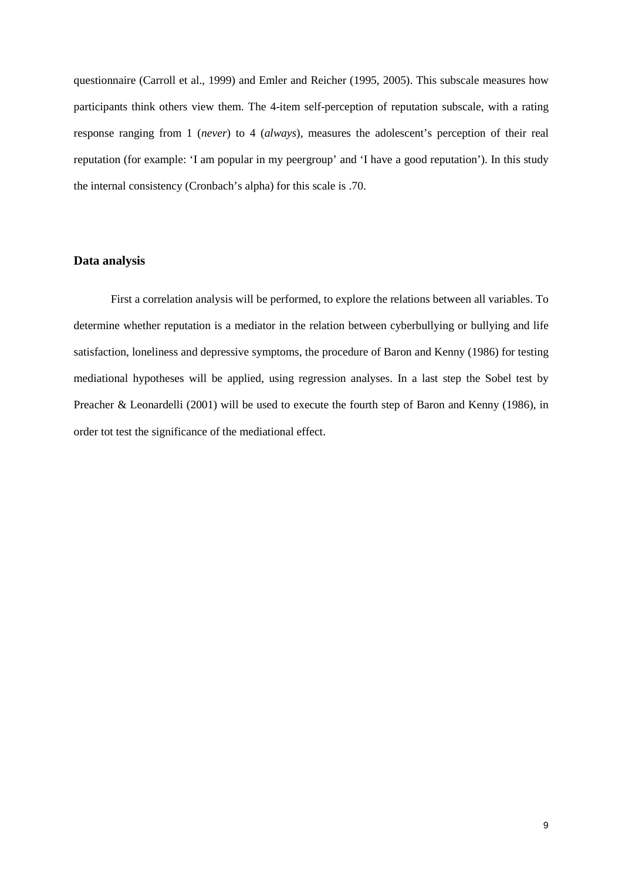questionnaire (Carroll et al., 1999) and Emler and Reicher (1995, 2005). This subscale measures how participants think others view them. The 4-item self-perception of reputation subscale, with a rating response ranging from 1 (*never*) to 4 (*always*), measures the adolescent's perception of their real reputation (for example: 'I am popular in my peergroup' and 'I have a good reputation'). In this study the internal consistency (Cronbach's alpha) for this scale is .70.

### Data analysis

First a correlation analysis will be performed, to explore the relations between all variables. To determine whether reputation is a mediator in the relation between cyberbullying or bullying and life satisfaction, loneliness and depressive symptoms, the procedure of Baron and Kenny (1986) for testing mediational hypotheses will be applied, using regression analyses. In a last step the Sobel test by Preacher & Leonardelli (2001) will be used to execute the fourth step of Baron and Kenny (1986), in order tot test the significance of the mediational effect.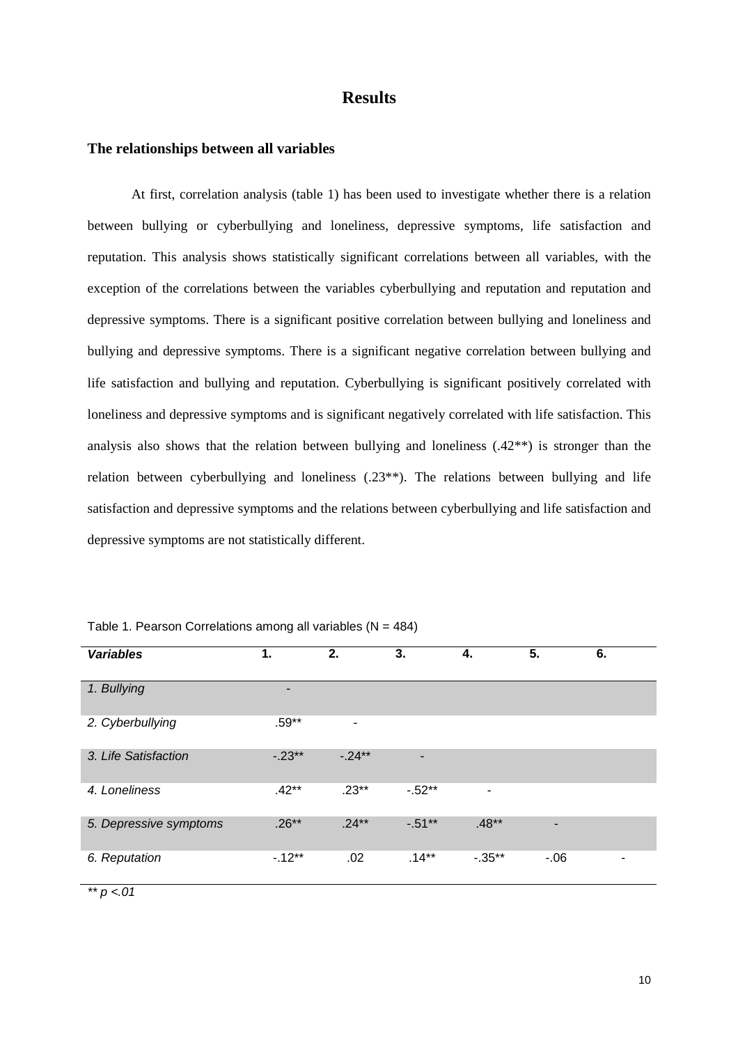# Results

## The relationships between all variables

At first, correlation analysis (table 1) has been used to investigate whether there is a relation between bullying or cyberbullying and loneliness, depressive symptoms, life satisfaction and reputation. This analysis shows statistically significant correlations between all variables, with the exception of the correlations between the variables cyberbullying and reputation and reputation and depressive symptoms. There is a significant positive correlation between bullying and loneliness and bullying and depressive symptoms. There is a significant negative correlation between bullying and life satisfaction and bullying and reputation. Cyberbullying is significant positively correlated with loneliness and depressive symptoms and is significant negatively correlated with life satisfaction. This analysis also shows that the relation between bullying and loneliness (.42**) is stronger than the relation between cyberbullying and loneliness (.23**). The relations between bullying and life satisfaction and depressive symptoms and the relations between cyberbullying and life satisfaction and depressive symptoms are not statistically different.

Table 1. Pearson Correlations among all variables ($N = 484$)

| *Variables* | 1. | 2. | 3. | 4. | 5. | 6. |
|---|---|---|---|---|---|---|
| *1. Bullying* | - | | | | | |
| *2. Cyberbullying* | .59** | - | | | | |
| *3. Life Satisfaction* | -.23** | -.24** | - | | | |
| *4. Loneliness* | .42** | .23** | -.52** | - | | |
| *5. Depressive symptoms* | .26** | .24** | -.51** | .48** | - | |
| *6. Reputation* | -.12** | .02 | .14** | -.35** | -.06 | - |

*** $p < .01$*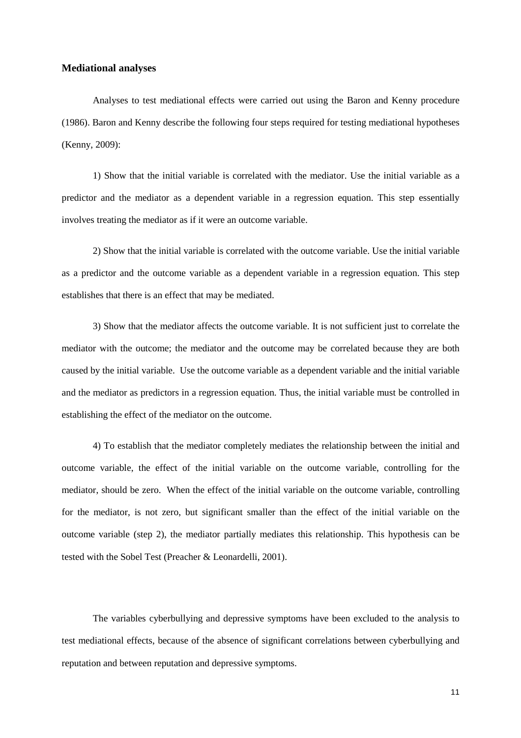### Mediational analyses

Analyses to test mediational effects were carried out using the Baron and Kenny procedure (1986). Baron and Kenny describe the following four steps required for testing mediational hypotheses (Kenny, 2009):

1) Show that the initial variable is correlated with the mediator. Use the initial variable as a predictor and the mediator as a dependent variable in a regression equation. This step essentially involves treating the mediator as if it were an outcome variable.

2) Show that the initial variable is correlated with the outcome variable. Use the initial variable as a predictor and the outcome variable as a dependent variable in a regression equation. This step establishes that there is an effect that may be mediated.

3) Show that the mediator affects the outcome variable. It is not sufficient just to correlate the mediator with the outcome; the mediator and the outcome may be correlated because they are both caused by the initial variable. Use the outcome variable as a dependent variable and the initial variable and the mediator as predictors in a regression equation. Thus, the initial variable must be controlled in establishing the effect of the mediator on the outcome.

4) To establish that the mediator completely mediates the relationship between the initial and outcome variable, the effect of the initial variable on the outcome variable, controlling for the mediator, should be zero. When the effect of the initial variable on the outcome variable, controlling for the mediator, is not zero, but significant smaller than the effect of the initial variable on the outcome variable (step 2), the mediator partially mediates this relationship. This hypothesis can be tested with the Sobel Test (Preacher & Leonardelli, 2001).

The variables cyberbullying and depressive symptoms have been excluded to the analysis to test mediational effects, because of the absence of significant correlations between cyberbullying and reputation and between reputation and depressive symptoms.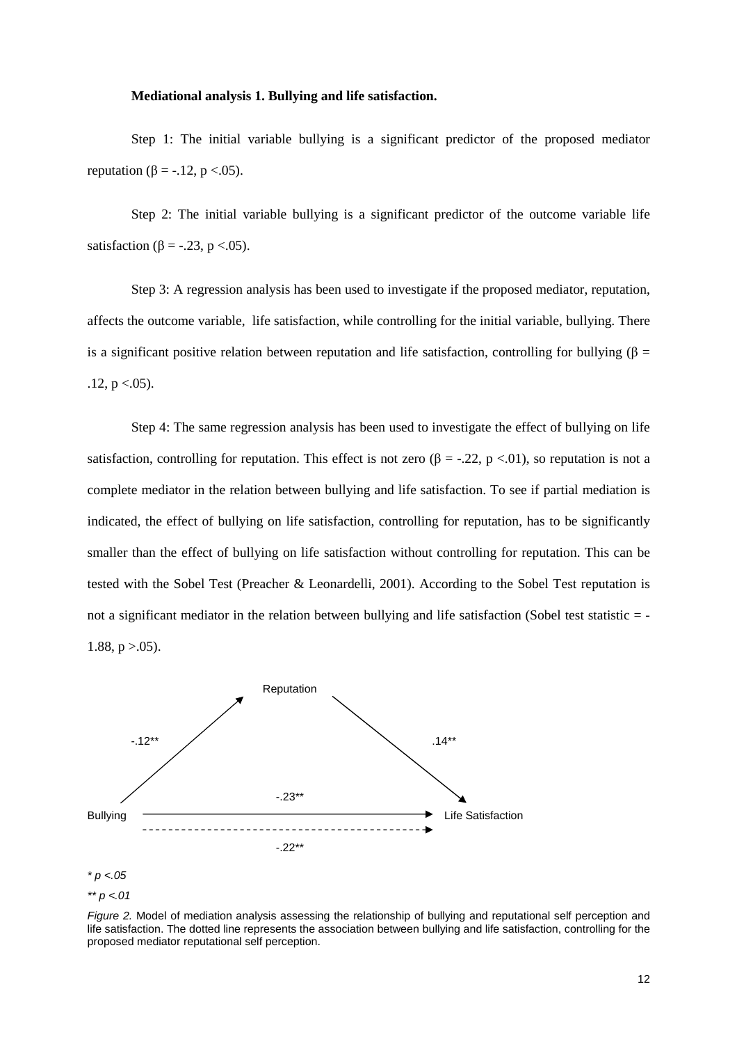**Mediational analysis 1. Bullying and life satisfaction.**

Step 1: The initial variable bullying is a significant predictor of the proposed mediator reputation ($\beta = -.12$, $p < .05$).

Step 2: The initial variable bullying is a significant predictor of the outcome variable life satisfaction ($\beta = -.23$, $p < .05$).

Step 3: A regression analysis has been used to investigate if the proposed mediator, reputation, affects the outcome variable, life satisfaction, while controlling for the initial variable, bullying. There is a significant positive relation between reputation and life satisfaction, controlling for bullying ($\beta = .12$, $p < .05$).

Step 4: The same regression analysis has been used to investigate the effect of bullying on life satisfaction, controlling for reputation. This effect is not zero ($\beta = -.22$, $p < .01$), so reputation is not a complete mediator in the relation between bullying and life satisfaction. To see if partial mediation is indicated, the effect of bullying on life satisfaction, controlling for reputation, has to be significantly smaller than the effect of bullying on life satisfaction without controlling for reputation. This can be tested with the Sobel Test (Preacher & Leonardelli, 2001). According to the Sobel Test reputation is not a significant mediator in the relation between bullying and life satisfaction (Sobel test statistic = -1.88, $p > .05$).

Reputation

-.12** .14**

-.23**

Bullying Life Satisfaction

-.22**

*\* p <.05*

*\*\* p <.01*

*Figure 2.* Model of mediation analysis assessing the relationship of bullying and reputational self perception and life satisfaction. The dotted line represents the association between bullying and life satisfaction, controlling for the proposed mediator reputational self perception.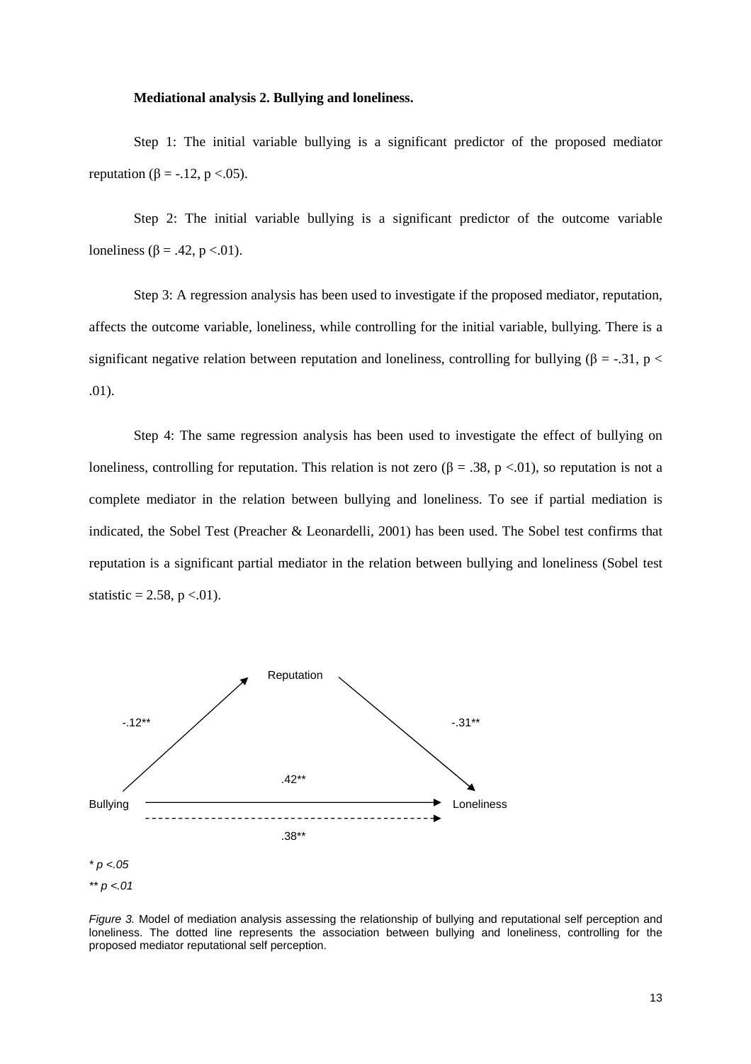**Mediational analysis 2. Bullying and loneliness.**

Step 1: The initial variable bullying is a significant predictor of the proposed mediator reputation ($\beta = -.12$, $p < .05$).

Step 2: The initial variable bullying is a significant predictor of the outcome variable loneliness ($\beta = .42$, $p < .01$).

Step 3: A regression analysis has been used to investigate if the proposed mediator, reputation, affects the outcome variable, loneliness, while controlling for the initial variable, bullying. There is a significant negative relation between reputation and loneliness, controlling for bullying ($\beta = -.31$, $p < .01$).

Step 4: The same regression analysis has been used to investigate the effect of bullying on loneliness, controlling for reputation. This relation is not zero ($\beta = .38$, $p < .01$), so reputation is not a complete mediator in the relation between bullying and loneliness. To see if partial mediation is indicated, the Sobel Test (Preacher & Leonardelli, 2001) has been used. The Sobel test confirms that reputation is a significant partial mediator in the relation between bullying and loneliness (Sobel test statistic = 2.58, $p < .01$).

Reputation

-.12**  -.31**

.42**

Bullying  Loneliness

.38**

*\* p <.05*

*\*\* p <.01*

*Figure 3.* Model of mediation analysis assessing the relationship of bullying and reputational self perception and loneliness. The dotted line represents the association between bullying and loneliness, controlling for the proposed mediator reputational self perception.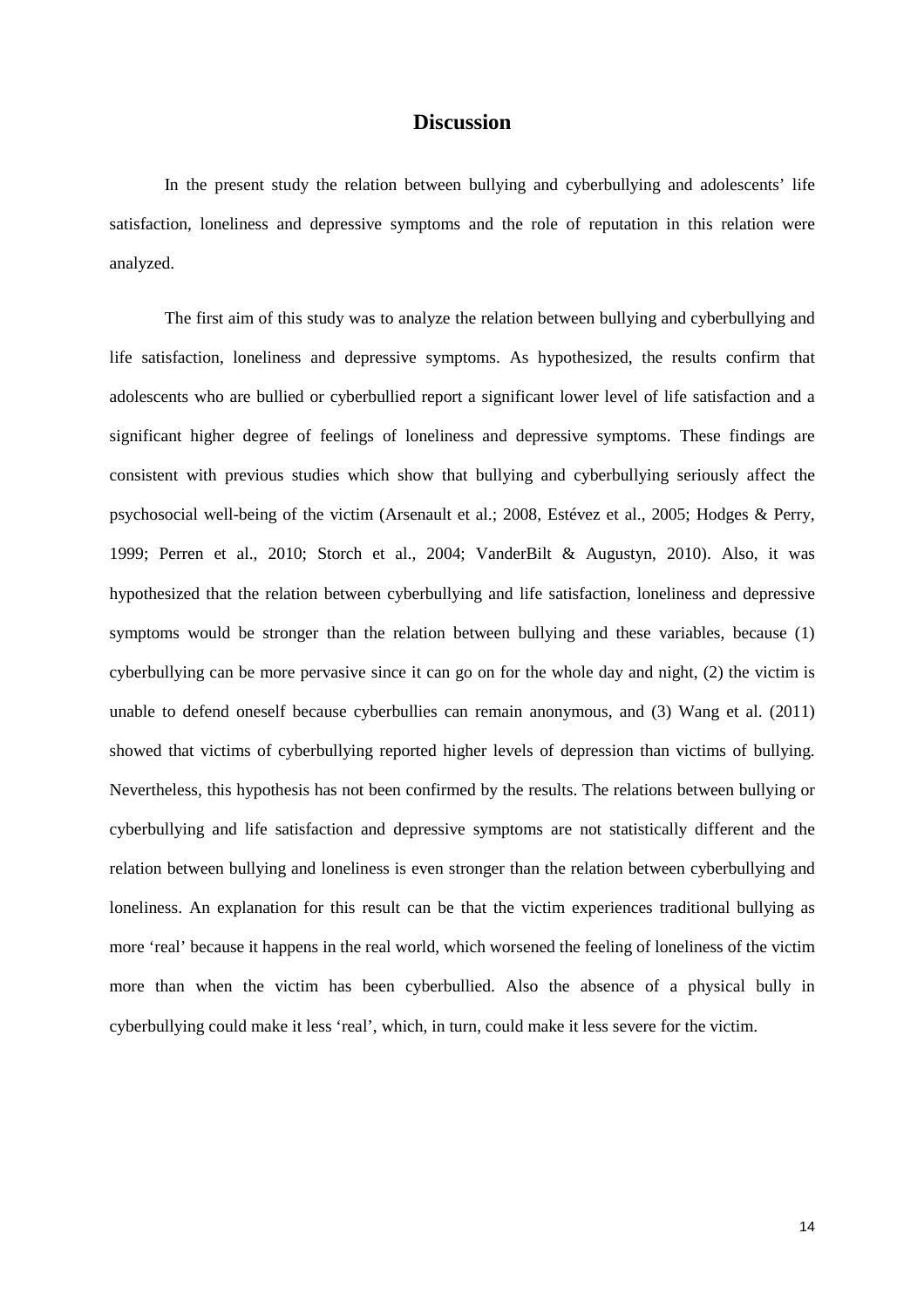# Discussion

In the present study the relation between bullying and cyberbullying and adolescents' life satisfaction, loneliness and depressive symptoms and the role of reputation in this relation were analyzed.

The first aim of this study was to analyze the relation between bullying and cyberbullying and life satisfaction, loneliness and depressive symptoms. As hypothesized, the results confirm that adolescents who are bullied or cyberbullied report a significant lower level of life satisfaction and a significant higher degree of feelings of loneliness and depressive symptoms. These findings are consistent with previous studies which show that bullying and cyberbullying seriously affect the psychosocial well-being of the victim (Arsenault et al.; 2008, Estévez et al., 2005; Hodges & Perry, 1999; Perren et al., 2010; Storch et al., 2004; VanderBilt & Augustyn, 2010). Also, it was hypothesized that the relation between cyberbullying and life satisfaction, loneliness and depressive symptoms would be stronger than the relation between bullying and these variables, because (1) cyberbullying can be more pervasive since it can go on for the whole day and night, (2) the victim is unable to defend oneself because cyberbullies can remain anonymous, and (3) Wang et al. (2011) showed that victims of cyberbullying reported higher levels of depression than victims of bullying. Nevertheless, this hypothesis has not been confirmed by the results. The relations between bullying or cyberbullying and life satisfaction and depressive symptoms are not statistically different and the relation between bullying and loneliness is even stronger than the relation between cyberbullying and loneliness. An explanation for this result can be that the victim experiences traditional bullying as more 'real' because it happens in the real world, which worsened the feeling of loneliness of the victim more than when the victim has been cyberbullied. Also the absence of a physical bully in cyberbullying could make it less 'real', which, in turn, could make it less severe for the victim.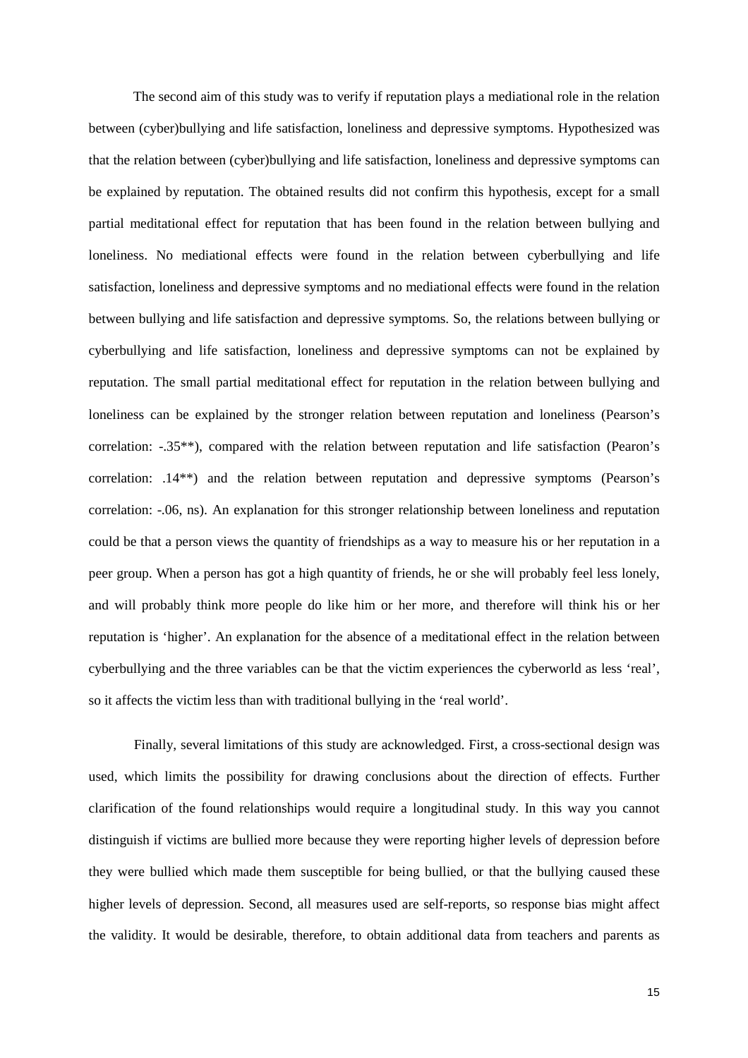The second aim of this study was to verify if reputation plays a mediational role in the relation between (cyber)bullying and life satisfaction, loneliness and depressive symptoms. Hypothesized was that the relation between (cyber)bullying and life satisfaction, loneliness and depressive symptoms can be explained by reputation. The obtained results did not confirm this hypothesis, except for a small partial meditational effect for reputation that has been found in the relation between bullying and loneliness. No mediational effects were found in the relation between cyberbullying and life satisfaction, loneliness and depressive symptoms and no mediational effects were found in the relation between bullying and life satisfaction and depressive symptoms. So, the relations between bullying or cyberbullying and life satisfaction, loneliness and depressive symptoms can not be explained by reputation. The small partial meditational effect for reputation in the relation between bullying and loneliness can be explained by the stronger relation between reputation and loneliness (Pearson's correlation: -.35**), compared with the relation between reputation and life satisfaction (Pearon's correlation: .14**) and the relation between reputation and depressive symptoms (Pearson's correlation: -.06, ns). An explanation for this stronger relationship between loneliness and reputation could be that a person views the quantity of friendships as a way to measure his or her reputation in a peer group. When a person has got a high quantity of friends, he or she will probably feel less lonely, and will probably think more people do like him or her more, and therefore will think his or her reputation is 'higher'. An explanation for the absence of a meditational effect in the relation between cyberbullying and the three variables can be that the victim experiences the cyberworld as less 'real', so it affects the victim less than with traditional bullying in the 'real world'.

Finally, several limitations of this study are acknowledged. First, a cross-sectional design was used, which limits the possibility for drawing conclusions about the direction of effects. Further clarification of the found relationships would require a longitudinal study. In this way you cannot distinguish if victims are bullied more because they were reporting higher levels of depression before they were bullied which made them susceptible for being bullied, or that the bullying caused these higher levels of depression. Second, all measures used are self-reports, so response bias might affect the validity. It would be desirable, therefore, to obtain additional data from teachers and parents as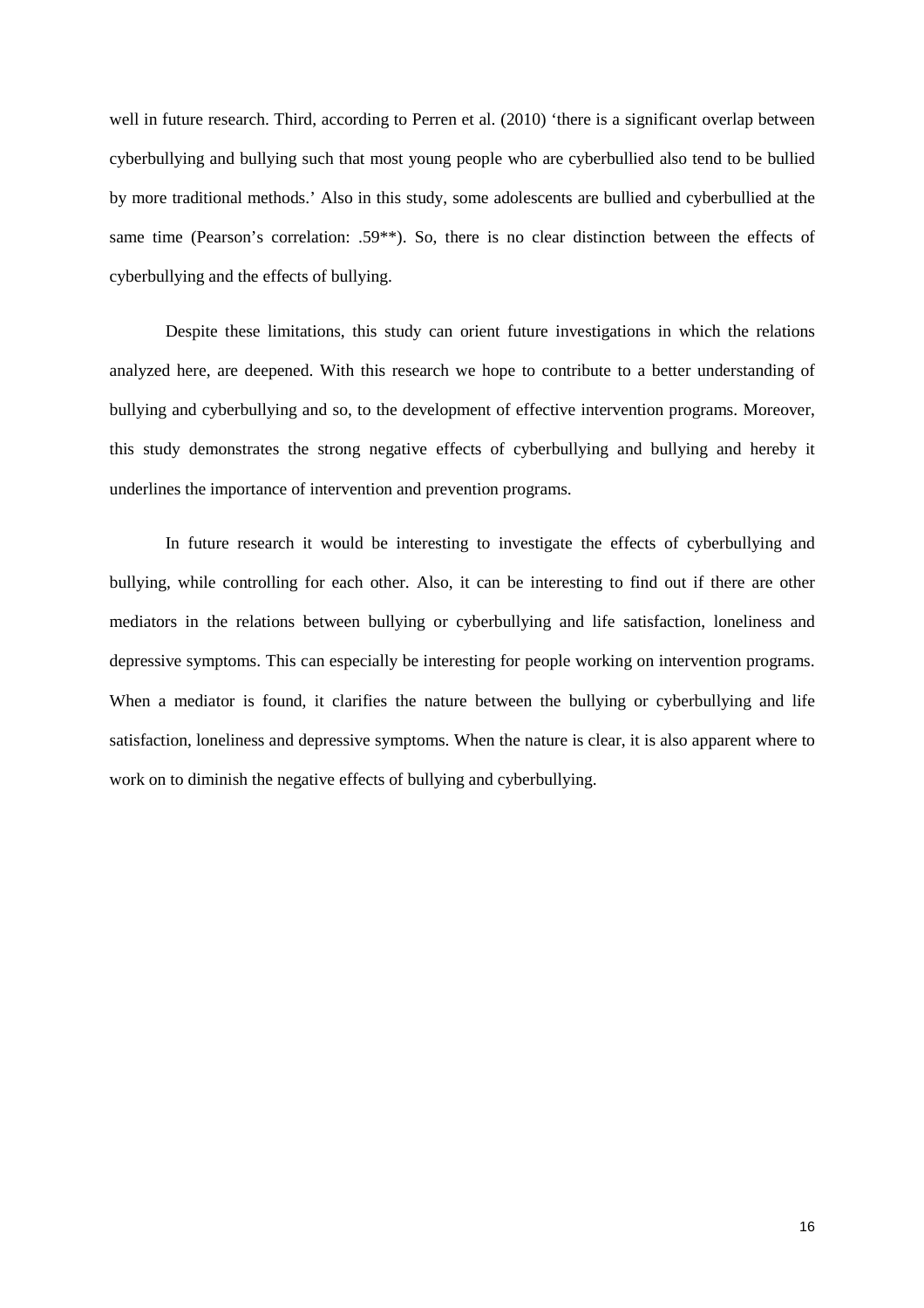well in future research. Third, according to Perren et al. (2010) 'there is a significant overlap between cyberbullying and bullying such that most young people who are cyberbullied also tend to be bullied by more traditional methods.' Also in this study, some adolescents are bullied and cyberbullied at the same time (Pearson's correlation: .59**). So, there is no clear distinction between the effects of cyberbullying and the effects of bullying.

Despite these limitations, this study can orient future investigations in which the relations analyzed here, are deepened. With this research we hope to contribute to a better understanding of bullying and cyberbullying and so, to the development of effective intervention programs. Moreover, this study demonstrates the strong negative effects of cyberbullying and bullying and hereby it underlines the importance of intervention and prevention programs.

In future research it would be interesting to investigate the effects of cyberbullying and bullying, while controlling for each other. Also, it can be interesting to find out if there are other mediators in the relations between bullying or cyberbullying and life satisfaction, loneliness and depressive symptoms. This can especially be interesting for people working on intervention programs. When a mediator is found, it clarifies the nature between the bullying or cyberbullying and life satisfaction, loneliness and depressive symptoms. When the nature is clear, it is also apparent where to work on to diminish the negative effects of bullying and cyberbullying.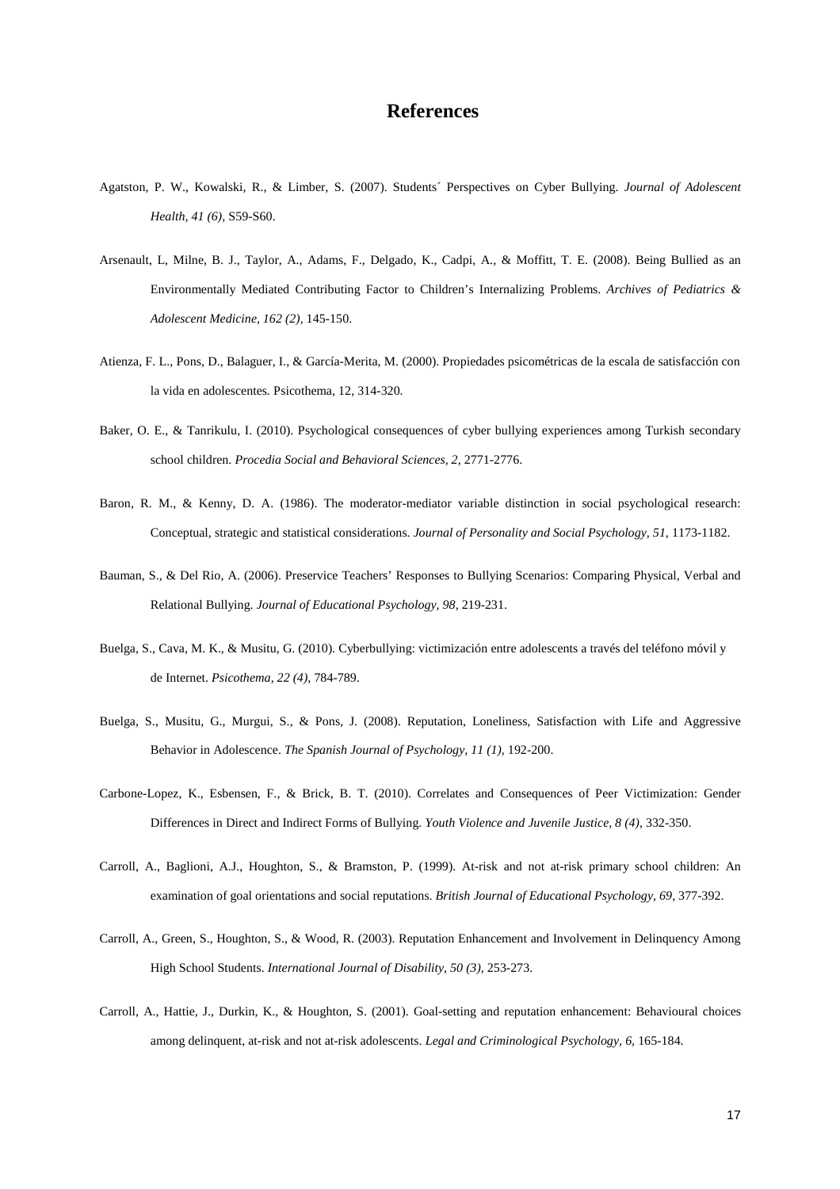# References

Agatston, P. W., Kowalski, R., & Limber, S. (2007). Students´ Perspectives on Cyber Bullying. *Journal of Adolescent Health, 41 (6)*, S59-S60.

Arsenault, L, Milne, B. J., Taylor, A., Adams, F., Delgado, K., Cadpi, A., & Moffitt, T. E. (2008). Being Bullied as an Environmentally Mediated Contributing Factor to Children's Internalizing Problems. *Archives of Pediatrics & Adolescent Medicine, 162 (2)*, 145-150.

Atienza, F. L., Pons, D., Balaguer, I., & García-Merita, M. (2000). Propiedades psicométricas de la escala de satisfacción con la vida en adolescentes. Psicothema, 12, 314-320.

Baker, O. E., & Tanrikulu, I. (2010). Psychological consequences of cyber bullying experiences among Turkish secondary school children. *Procedia Social and Behavioral Sciences, 2*, 2771-2776.

Baron, R. M., & Kenny, D. A. (1986). The moderator-mediator variable distinction in social psychological research: Conceptual, strategic and statistical considerations. *Journal of Personality and Social Psychology, 51*, 1173-1182.

Bauman, S., & Del Rio, A. (2006). Preservice Teachers' Responses to Bullying Scenarios: Comparing Physical, Verbal and Relational Bullying. *Journal of Educational Psychology, 98*, 219-231.

Buelga, S., Cava, M. K., & Musitu, G. (2010). Cyberbullying: victimización entre adolescents a través del teléfono móvil y de Internet. *Psicothema, 22 (4)*, 784-789.

Buelga, S., Musitu, G., Murgui, S., & Pons, J. (2008). Reputation, Loneliness, Satisfaction with Life and Aggressive Behavior in Adolescence. *The Spanish Journal of Psychology, 11 (1)*, 192-200.

Carbone-Lopez, K., Esbensen, F., & Brick, B. T. (2010). Correlates and Consequences of Peer Victimization: Gender Differences in Direct and Indirect Forms of Bullying. *Youth Violence and Juvenile Justice, 8 (4)*, 332-350.

Carroll, A., Baglioni, A.J., Houghton, S., & Bramston, P. (1999). At-risk and not at-risk primary school children: An examination of goal orientations and social reputations. *British Journal of Educational Psychology, 69*, 377-392.

Carroll, A., Green, S., Houghton, S., & Wood, R. (2003). Reputation Enhancement and Involvement in Delinquency Among High School Students. *International Journal of Disability, 50 (3)*, 253-273.

Carroll, A., Hattie, J., Durkin, K., & Houghton, S. (2001). Goal-setting and reputation enhancement: Behavioural choices among delinquent, at-risk and not at-risk adolescents. *Legal and Criminological Psychology, 6*, 165-184.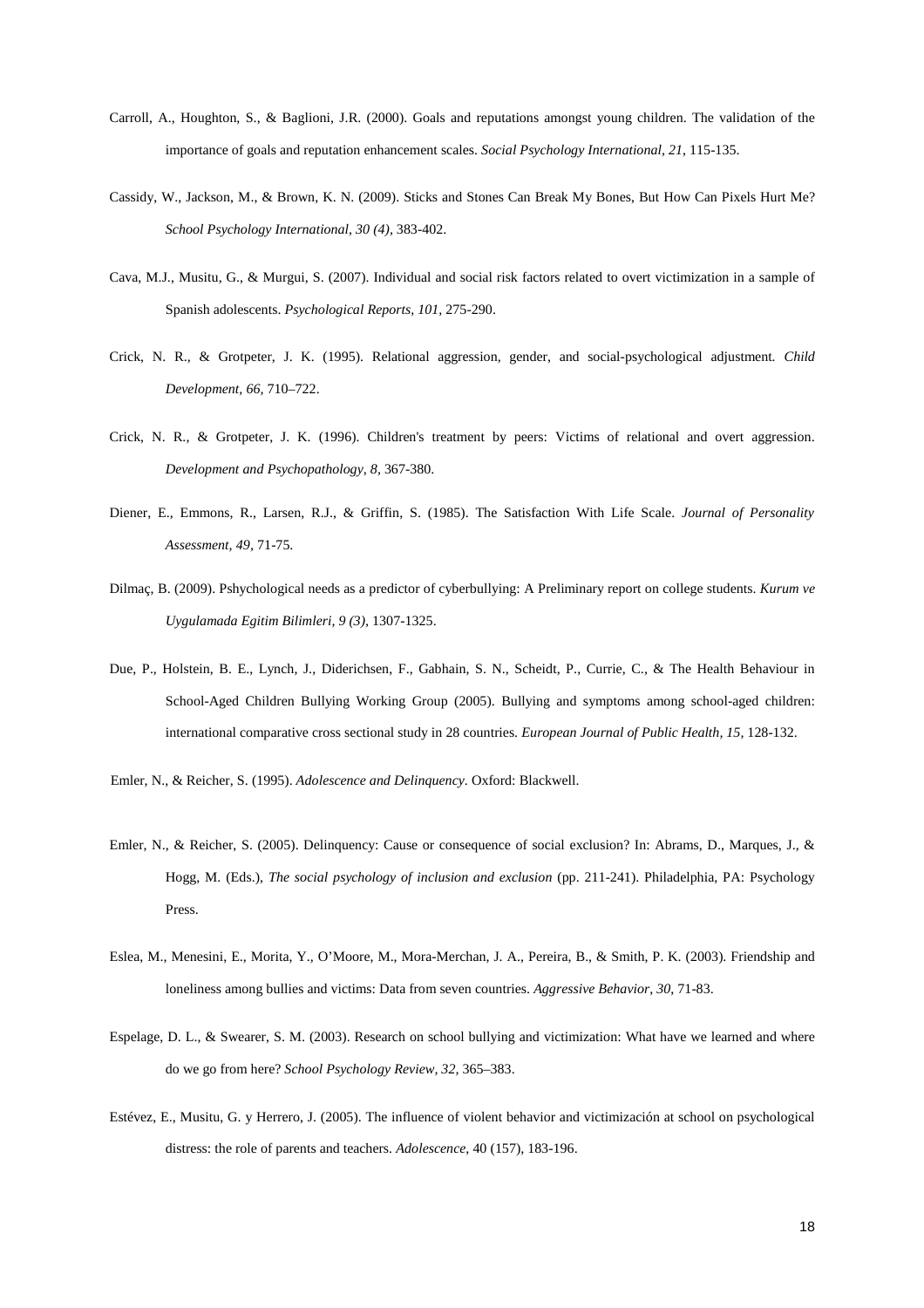Carroll, A., Houghton, S., & Baglioni, J.R. (2000). Goals and reputations amongst young children. The validation of the importance of goals and reputation enhancement scales. *Social Psychology International, 21*, 115-135.

Cassidy, W., Jackson, M., & Brown, K. N. (2009). Sticks and Stones Can Break My Bones, But How Can Pixels Hurt Me? *School Psychology International, 30 (4)*, 383-402.

Cava, M.J., Musitu, G., & Murgui, S. (2007). Individual and social risk factors related to overt victimization in a sample of Spanish adolescents. *Psychological Reports, 101*, 275-290.

Crick, N. R., & Grotpeter, J. K. (1995). Relational aggression, gender, and social-psychological adjustment. *Child Development, 66*, 710–722.

Crick, N. R., & Grotpeter, J. K. (1996). Children's treatment by peers: Victims of relational and overt aggression. *Development and Psychopathology, 8*, 367-380.

Diener, E., Emmons, R., Larsen, R.J., & Griffin, S. (1985). The Satisfaction With Life Scale. *Journal of Personality Assessment, 49*, 71-75.

Dilmaç, B. (2009). Pshychological needs as a predictor of cyberbullying: A Preliminary report on college students. *Kurum ve Uygulamada Egitim Bilimleri, 9 (3)*, 1307-1325.

Due, P., Holstein, B. E., Lynch, J., Diderichsen, F., Gabhain, S. N., Scheidt, P., Currie, C., & The Health Behaviour in School-Aged Children Bullying Working Group (2005). Bullying and symptoms among school-aged children: international comparative cross sectional study in 28 countries. *European Journal of Public Health, 15*, 128-132.

Emler, N., & Reicher, S. (1995). *Adolescence and Delinquency*. Oxford: Blackwell.

Emler, N., & Reicher, S. (2005). Delinquency: Cause or consequence of social exclusion? In: Abrams, D., Marques, J., & Hogg, M. (Eds.), *The social psychology of inclusion and exclusion* (pp. 211-241). Philadelphia, PA: Psychology Press.

Eslea, M., Menesini, E., Morita, Y., O'Moore, M., Mora-Merchan, J. A., Pereira, B., & Smith, P. K. (2003). Friendship and loneliness among bullies and victims: Data from seven countries. *Aggressive Behavior, 30*, 71-83.

Espelage, D. L., & Swearer, S. M. (2003). Research on school bullying and victimization: What have we learned and where do we go from here? *School Psychology Review, 32*, 365–383.

Estévez, E., Musitu, G. y Herrero, J. (2005). The influence of violent behavior and victimización at school on psychological distress: the role of parents and teachers. *Adolescence*, 40 (157), 183-196.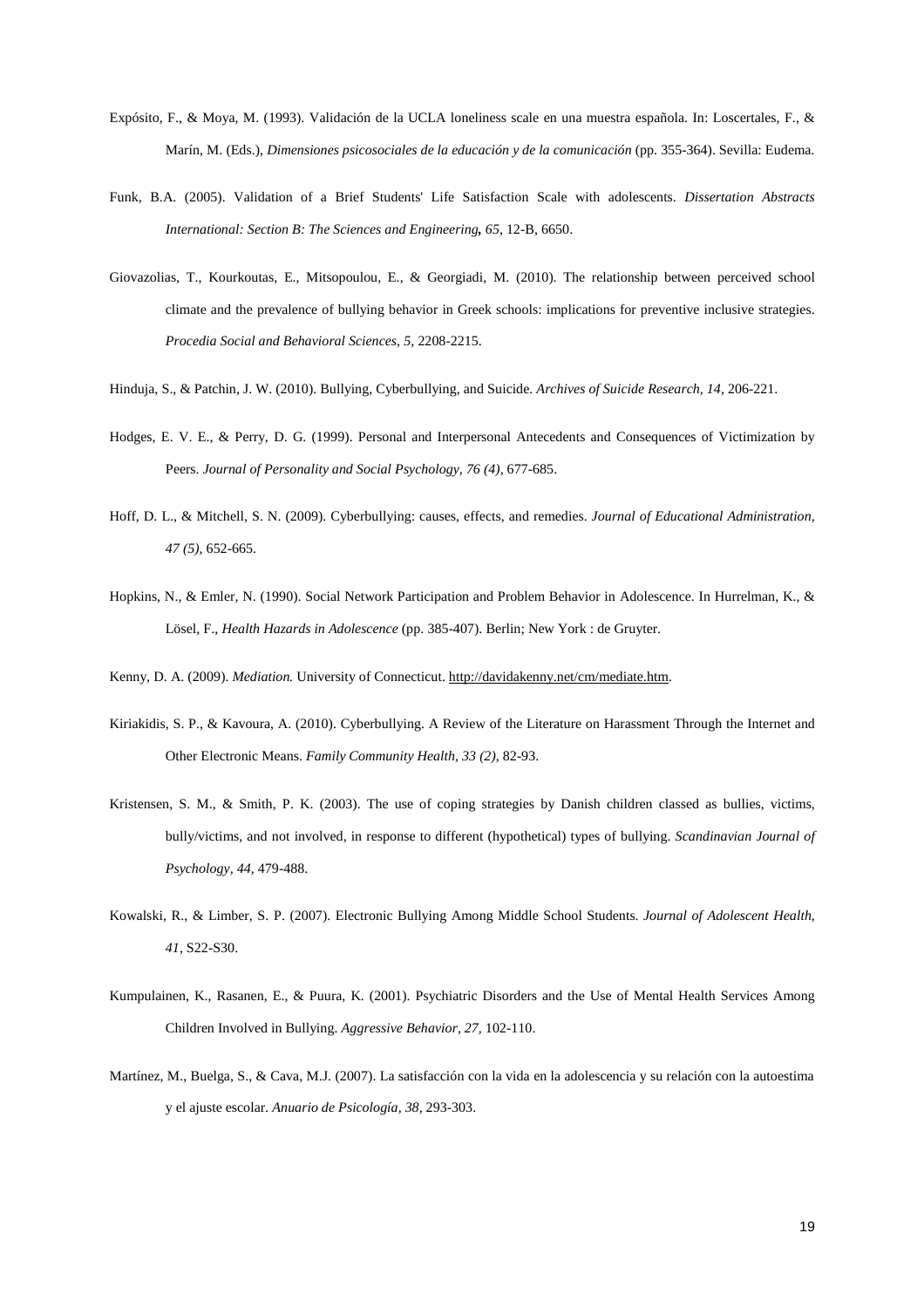Expósito, F., & Moya, M. (1993). Validación de la UCLA loneliness scale en una muestra española. In: Loscertales, F., & Marín, M. (Eds.), *Dimensiones psicosociales de la educación y de la comunicación* (pp. 355-364). Sevilla: Eudema.

Funk, B.A. (2005). Validation of a Brief Students' Life Satisfaction Scale with adolescents. *Dissertation Abstracts International: Section B: The Sciences and Engineering, 65*, 12-B, 6650.

Giovazolias, T., Kourkoutas, E., Mitsopoulou, E., & Georgiadi, M. (2010). The relationship between perceived school climate and the prevalence of bullying behavior in Greek schools: implications for preventive inclusive strategies. *Procedia Social and Behavioral Sciences, 5,* 2208-2215.

Hinduja, S., & Patchin, J. W. (2010). Bullying, Cyberbullying, and Suicide. *Archives of Suicide Research, 14,* 206-221.

Hodges, E. V. E., & Perry, D. G. (1999). Personal and Interpersonal Antecedents and Consequences of Victimization by Peers. *Journal of Personality and Social Psychology, 76 (4),* 677-685.

Hoff, D. L., & Mitchell, S. N. (2009). Cyberbullying: causes, effects, and remedies. *Journal of Educational Administration, 47 (5),* 652-665.

Hopkins, N., & Emler, N. (1990). Social Network Participation and Problem Behavior in Adolescence. In Hurrelman, K., & Lösel, F., *Health Hazards in Adolescence* (pp. 385-407). Berlin; New York : de Gruyter.

Kenny, D. A. (2009). *Mediation.* University of Connecticut. http://davidakenny.net/cm/mediate.htm.

Kiriakidis, S. P., & Kavoura, A. (2010). Cyberbullying. A Review of the Literature on Harassment Through the Internet and Other Electronic Means. *Family Community Health, 33 (2),* 82-93.

Kristensen, S. M., & Smith, P. K. (2003). The use of coping strategies by Danish children classed as bullies, victims, bully/victims, and not involved, in response to different (hypothetical) types of bullying. *Scandinavian Journal of Psychology, 44,* 479-488.

Kowalski, R., & Limber, S. P. (2007). Electronic Bullying Among Middle School Students. *Journal of Adolescent Health, 41,* S22-S30.

Kumpulainen, K., Rasanen, E., & Puura, K. (2001). Psychiatric Disorders and the Use of Mental Health Services Among Children Involved in Bullying. *Aggressive Behavior, 27,* 102-110.

Martínez, M., Buelga, S., & Cava, M.J. (2007). La satisfacción con la vida en la adolescencia y su relación con la autoestima y el ajuste escolar. *Anuario de Psicología, 38,* 293-303.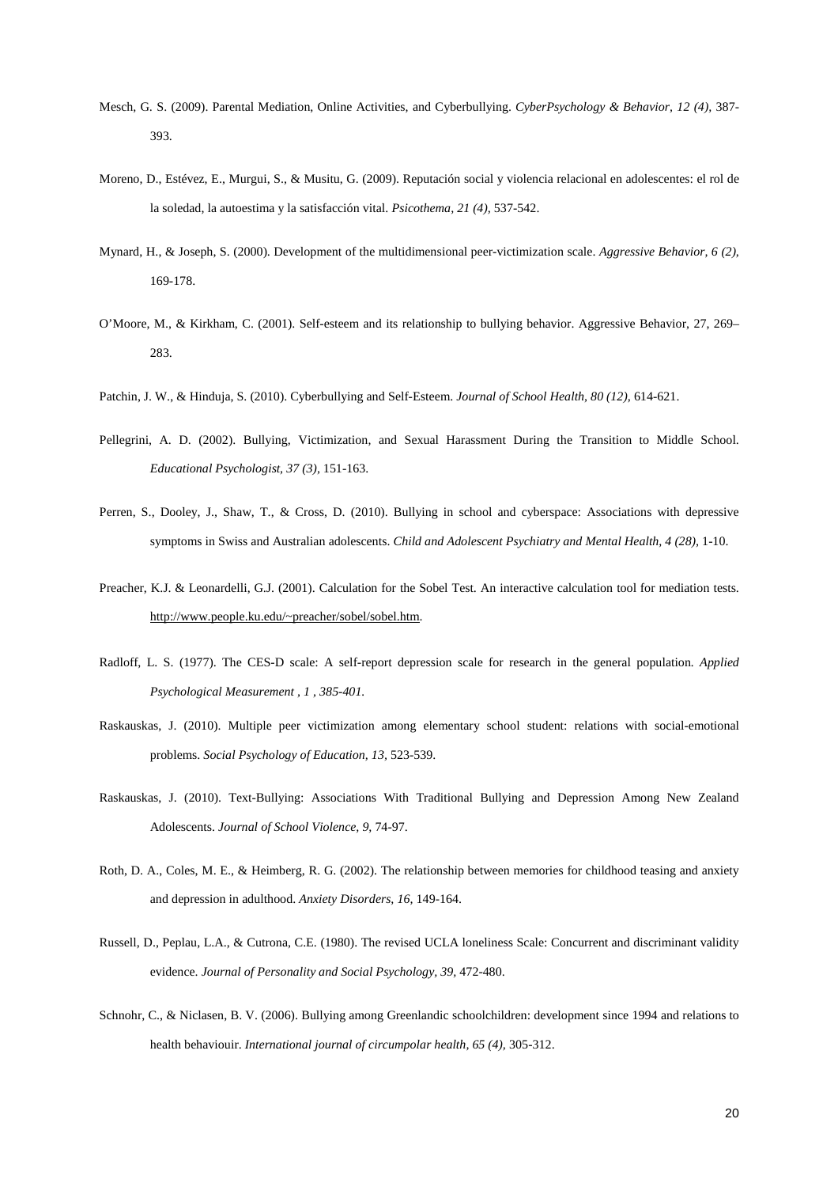Mesch, G. S. (2009). Parental Mediation, Online Activities, and Cyberbullying. *CyberPsychology & Behavior, 12 (4),* 387-393.

Moreno, D., Estévez, E., Murgui, S., & Musitu, G. (2009). Reputación social y violencia relacional en adolescentes: el rol de la soledad, la autoestima y la satisfacción vital. *Psicothema, 21 (4),* 537-542.

Mynard, H., & Joseph, S. (2000). Development of the multidimensional peer-victimization scale. *Aggressive Behavior, 6 (2),* 169-178.

O'Moore, M., & Kirkham, C. (2001). Self-esteem and its relationship to bullying behavior. Aggressive Behavior, 27, 269–283.

Patchin, J. W., & Hinduja, S. (2010). Cyberbullying and Self-Esteem. *Journal of School Health, 80 (12),* 614-621.

Pellegrini, A. D. (2002). Bullying, Victimization, and Sexual Harassment During the Transition to Middle School. *Educational Psychologist, 37 (3),* 151-163.

Perren, S., Dooley, J., Shaw, T., & Cross, D. (2010). Bullying in school and cyberspace: Associations with depressive symptoms in Swiss and Australian adolescents. *Child and Adolescent Psychiatry and Mental Health, 4 (28),* 1-10.

Preacher, K.J. & Leonardelli, G.J. (2001). Calculation for the Sobel Test. An interactive calculation tool for mediation tests. http://www.people.ku.edu/~preacher/sobel/sobel.htm.

Radloff, L. S. (1977). The CES-D scale: A self-report depression scale for research in the general population. *Applied Psychological Measurement , 1 , 385-401.*

Raskauskas, J. (2010). Multiple peer victimization among elementary school student: relations with social-emotional problems. *Social Psychology of Education, 13,* 523-539.

Raskauskas, J. (2010). Text-Bullying: Associations With Traditional Bullying and Depression Among New Zealand Adolescents. *Journal of School Violence, 9,* 74-97.

Roth, D. A., Coles, M. E., & Heimberg, R. G. (2002). The relationship between memories for childhood teasing and anxiety and depression in adulthood. *Anxiety Disorders, 16,* 149-164.

Russell, D., Peplau, L.A., & Cutrona, C.E. (1980). The revised UCLA loneliness Scale: Concurrent and discriminant validity evidence. *Journal of Personality and Social Psychology, 39,* 472-480.

Schnohr, C., & Niclasen, B. V. (2006). Bullying among Greenlandic schoolchildren: development since 1994 and relations to health behaviouir. *International journal of circumpolar health, 65 (4),* 305-312.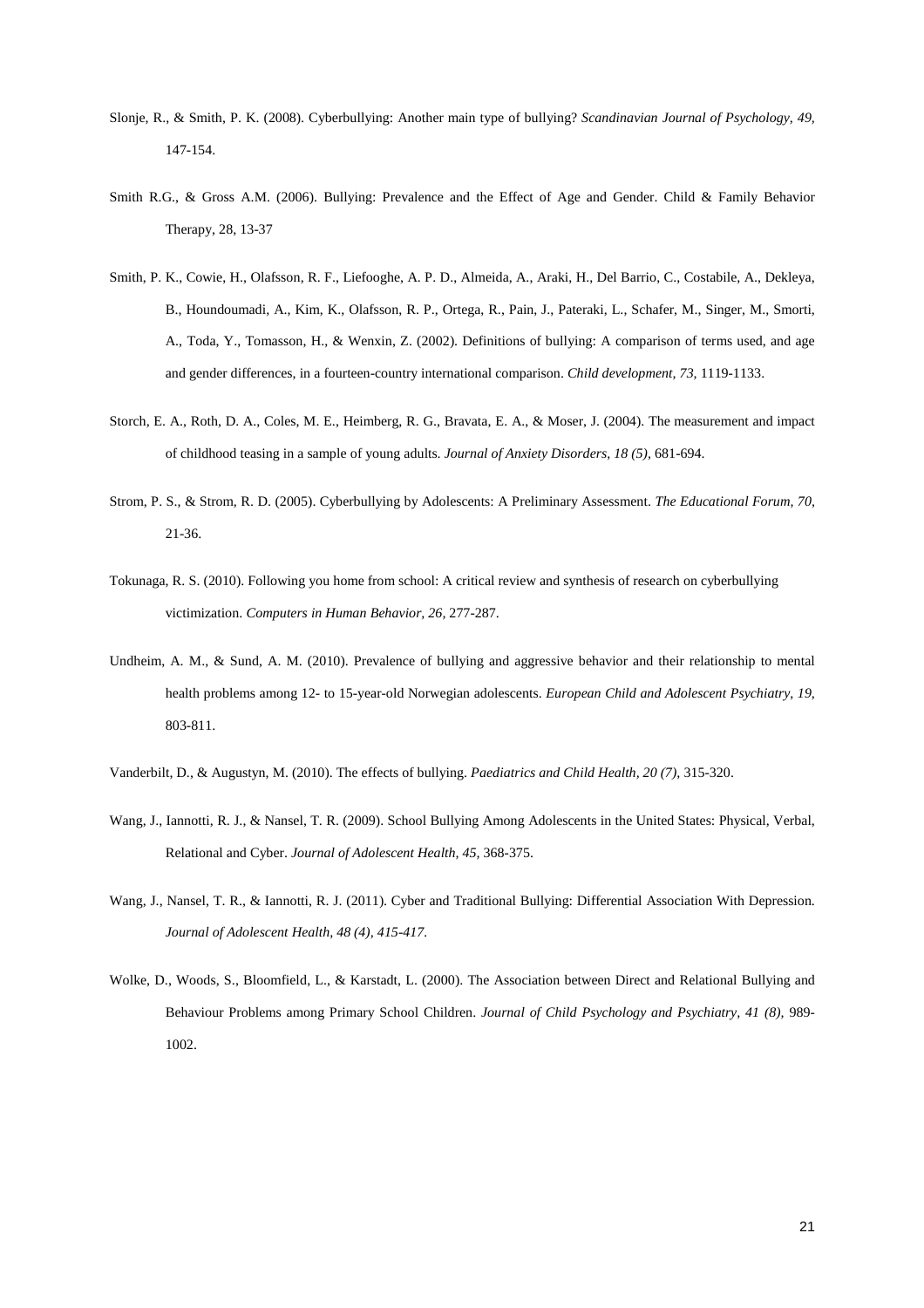Slonje, R., & Smith, P. K. (2008). Cyberbullying: Another main type of bullying? *Scandinavian Journal of Psychology, 49,* 147-154.

Smith R.G., & Gross A.M. (2006). Bullying: Prevalence and the Effect of Age and Gender. Child & Family Behavior Therapy, 28, 13-37

Smith, P. K., Cowie, H., Olafsson, R. F., Liefooghe, A. P. D., Almeida, A., Araki, H., Del Barrio, C., Costabile, A., Dekleya, B., Houndoumadi, A., Kim, K., Olafsson, R. P., Ortega, R., Pain, J., Pateraki, L., Schafer, M., Singer, M., Smorti, A., Toda, Y., Tomasson, H., & Wenxin, Z. (2002). Definitions of bullying: A comparison of terms used, and age and gender differences, in a fourteen-country international comparison. *Child development, 73,* 1119-1133.

Storch, E. A., Roth, D. A., Coles, M. E., Heimberg, R. G., Bravata, E. A., & Moser, J. (2004). The measurement and impact of childhood teasing in a sample of young adults. *Journal of Anxiety Disorders, 18 (5),* 681-694.

Strom, P. S., & Strom, R. D. (2005). Cyberbullying by Adolescents: A Preliminary Assessment. *The Educational Forum, 70,* 21-36.

Tokunaga, R. S. (2010). Following you home from school: A critical review and synthesis of research on cyberbullying victimization. *Computers in Human Behavior, 26,* 277-287.

Undheim, A. M., & Sund, A. M. (2010). Prevalence of bullying and aggressive behavior and their relationship to mental health problems among 12- to 15-year-old Norwegian adolescents. *European Child and Adolescent Psychiatry, 19,* 803-811.

Vanderbilt, D., & Augustyn, M. (2010). The effects of bullying. *Paediatrics and Child Health, 20 (7),* 315-320.

Wang, J., Iannotti, R. J., & Nansel, T. R. (2009). School Bullying Among Adolescents in the United States: Physical, Verbal, Relational and Cyber. *Journal of Adolescent Health, 45,* 368-375.

Wang, J., Nansel, T. R., & Iannotti, R. J. (2011). Cyber and Traditional Bullying: Differential Association With Depression. *Journal of Adolescent Health, 48 (4), 415-417.*

Wolke, D., Woods, S., Bloomfield, L., & Karstadt, L. (2000). The Association between Direct and Relational Bullying and Behaviour Problems among Primary School Children. *Journal of Child Psychology and Psychiatry, 41 (8),* 989-1002.